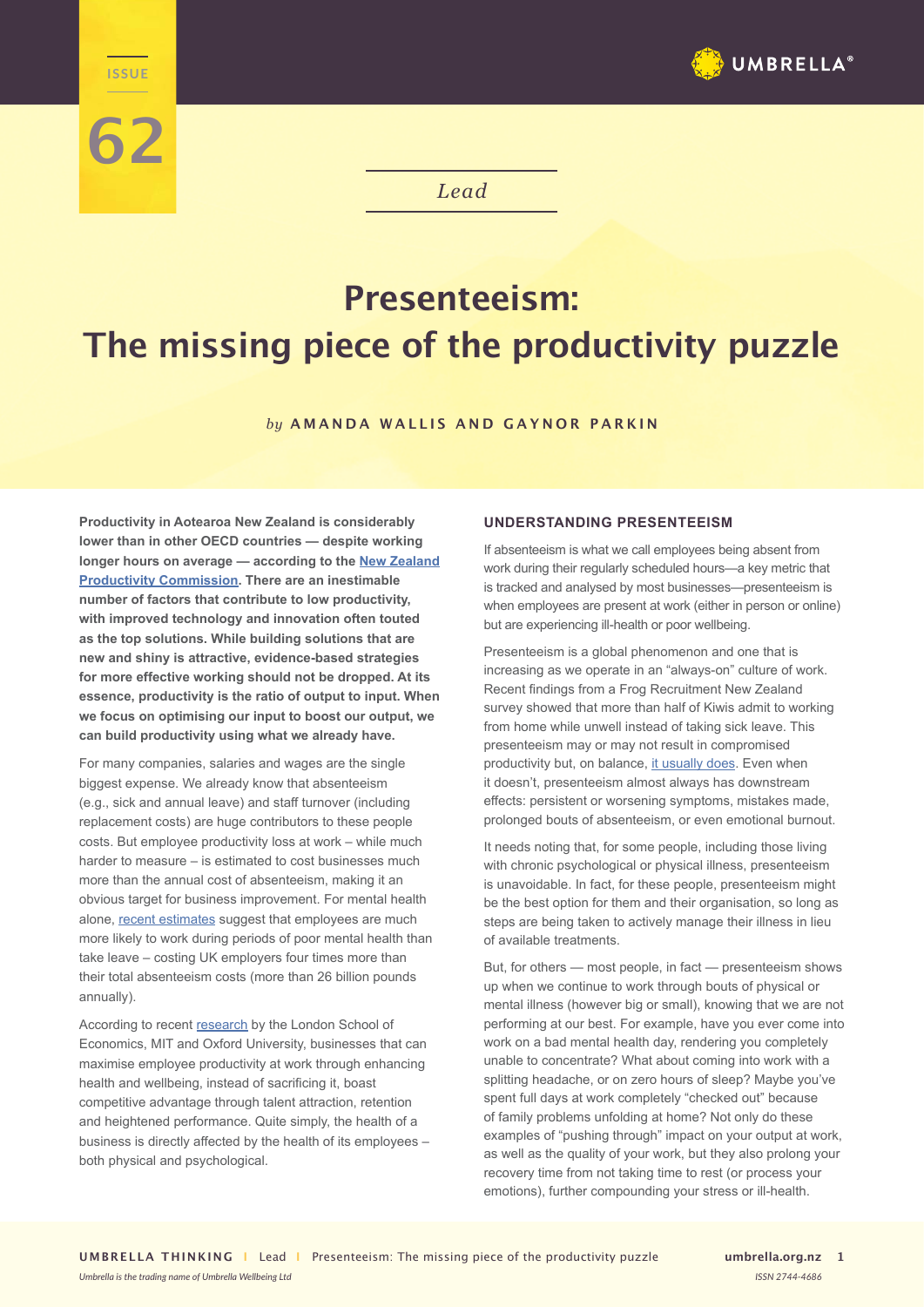ISSUE 62

*Lead*

# Presenteeism: The missing piece of the productivity puzzle

*by* **AMANDA WALLIS AND GAYNOR PARKIN**

**Productivity in Aotearoa New Zealand is considerably lower than in other OECD countries — despite working longer hours on average — according to the New Zealand Productivity Commission. There are an inestimable number of factors that contribute to low productivity, with improved technology and innovation often touted as the top solutions. While building solutions that are new and shiny is attractive, evidence-based strategies for more effective working should not be dropped. At its essence, productivity is the ratio of output to input. When we focus on optimising our input to boost our output, we can build productivity using what we already have.**

For many companies, salaries and wages are the single biggest expense. We already know that absenteeism (e.g., sick and annual leave) and staff turnover (including replacement costs) are huge contributors to these people costs. But employee productivity loss at work – while much harder to measure – is estimated to cost businesses much more than the annual cost of absenteeism, making it an obvious target for business improvement. For mental health alone, recent estimates suggest that employees are much more likely to work during periods of poor mental health than take leave – costing UK employers four times more than their total absenteeism costs (more than 26 billion pounds annually).

According to recent research by the London School of Economics, MIT and Oxford University, businesses that can maximise employee productivity at work through enhancing health and wellbeing, instead of sacrificing it, boast competitive advantage through talent attraction, retention and heightened performance. Quite simply, the health of a business is directly affected by the health of its employees – both physical and psychological.

## UNDERSTANDING PRESENTEEISM

If absenteeism is what we call employees being absent from work during their regularly scheduled hours—a key metric that is tracked and analysed by most businesses—presenteeism is when employees are present at work (either in person or online) but are experiencing ill-health or poor wellbeing.

Presenteeism is a global phenomenon and one that is increasing as we operate in an "always-on" culture of work. Recent findings from a Frog Recruitment New Zealand survey showed that more than half of Kiwis admit to working from home while unwell instead of taking sick leave. This presenteeism may or may not result in compromised productivity but, on balance, it usually does. Even when it doesn't, presenteeism almost always has downstream effects: persistent or worsening symptoms, mistakes made, prolonged bouts of absenteeism, or even emotional burnout.

It needs noting that, for some people, including those living with chronic psychological or physical illness, presenteeism is unavoidable. In fact, for these people, presenteeism might be the best option for them and their organisation, so long as steps are being taken to actively manage their illness in lieu of available treatments.

But, for others — most people, in fact — presenteeism shows up when we continue to work through bouts of physical or mental illness (however big or small), knowing that we are not performing at our best. For example, have you ever come into work on a bad mental health day, rendering you completely unable to concentrate? What about coming into work with a splitting headache, or on zero hours of sleep? Maybe you've spent full days at work completely "checked out" because of family problems unfolding at home? Not only do these examples of "pushing through" impact on your output at work, as well as the quality of your work, but they also prolong your recovery time from not taking time to rest (or process your emotions), further compounding your stress or ill-health.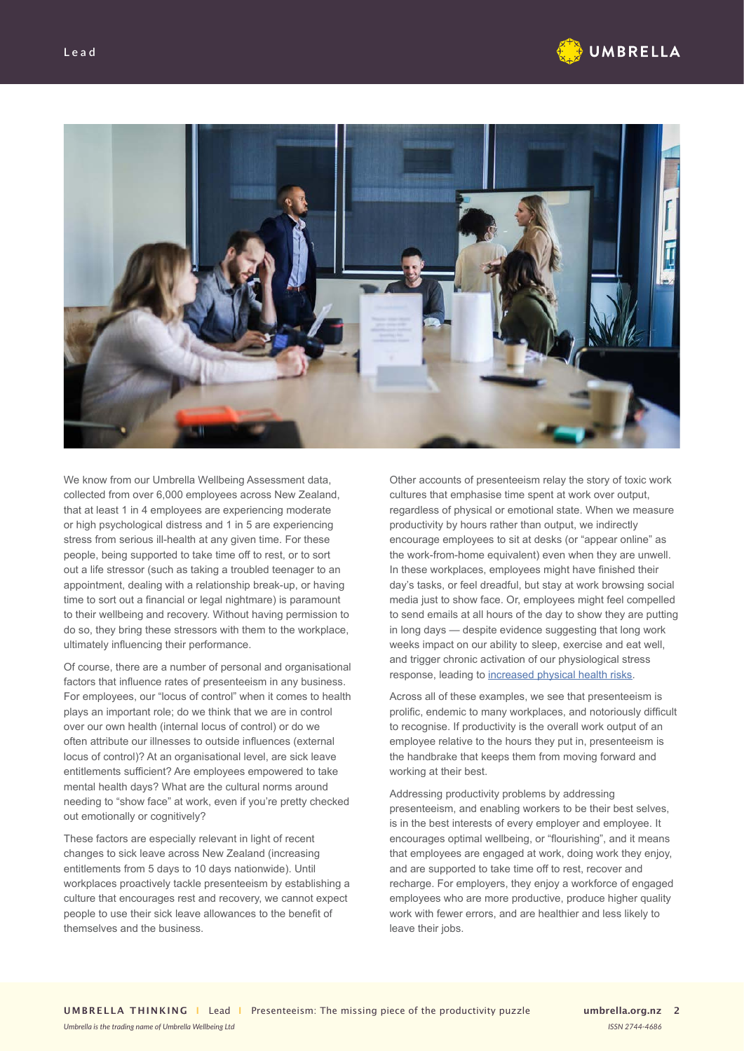We know from our Umbrella Wellbeing Assessment data, collected from over 6,000 employees across New Zealand, that at least 1 in 4 employees are experiencing moderate or high psychological distress and 1 in 5 are experiencing stress from serious ill-health at any given time. For these people, being supported to take time off to rest, or to sort out a life stressor (such as taking a troubled teenager to an appointment, dealing with a relationship break-up, or having time to sort out a financial or legal nightmare) is paramount to their wellbeing and recovery. Without having permission to do so, they bring these stressors with them to the workplace, ultimately influencing their performance.

Of course, there are a number of personal and organisational factors that influence rates of presenteeism in any business. For employees, our "locus of control" when it comes to health plays an important role; do we think that we are in control over our own health (internal locus of control) or do we often attribute our illnesses to outside influences (external locus of control)? At an organisational level, are sick leave entitlements sufficient? Are employees empowered to take mental health days? What are the cultural norms around needing to "show face" at work, even if you're pretty checked out emotionally or cognitively?

These factors are especially relevant in light of recent changes to sick leave across New Zealand (increasing entitlements from 5 days to 10 days nationwide). Until workplaces proactively tackle presenteeism by establishing a culture that encourages rest and recovery, we cannot expect people to use their sick leave allowances to the benefit of themselves and the business.

Other accounts of presenteeism relay the story of toxic work cultures that emphasise time spent at work over output, regardless of physical or emotional state. When we measure productivity by hours rather than output, we indirectly encourage employees to sit at desks (or "appear online" as the work-from-home equivalent) even when they are unwell. In these workplaces, employees might have finished their day's tasks, or feel dreadful, but stay at work browsing social media just to show face. Or, employees might feel compelled to send emails at all hours of the day to show they are putting in long days — despite evidence suggesting that long work weeks impact on our ability to sleep, exercise and eat well, and trigger chronic activation of our physiological stress response, leading to increased physical health risks.

Across all of these examples, we see that presenteeism is prolific, endemic to many workplaces, and notoriously difficult to recognise. If productivity is the overall work output of an employee relative to the hours they put in, presenteeism is the handbrake that keeps them from moving forward and working at their best.

Addressing productivity problems by addressing presenteeism, and enabling workers to be their best selves, is in the best interests of every employer and employee. It encourages optimal wellbeing, or "flourishing", and it means that employees are engaged at work, doing work they enjoy, and are supported to take time off to rest, recover and recharge. For employers, they enjoy a workforce of engaged employees who are more productive, produce higher quality work with fewer errors, and are healthier and less likely to leave their jobs.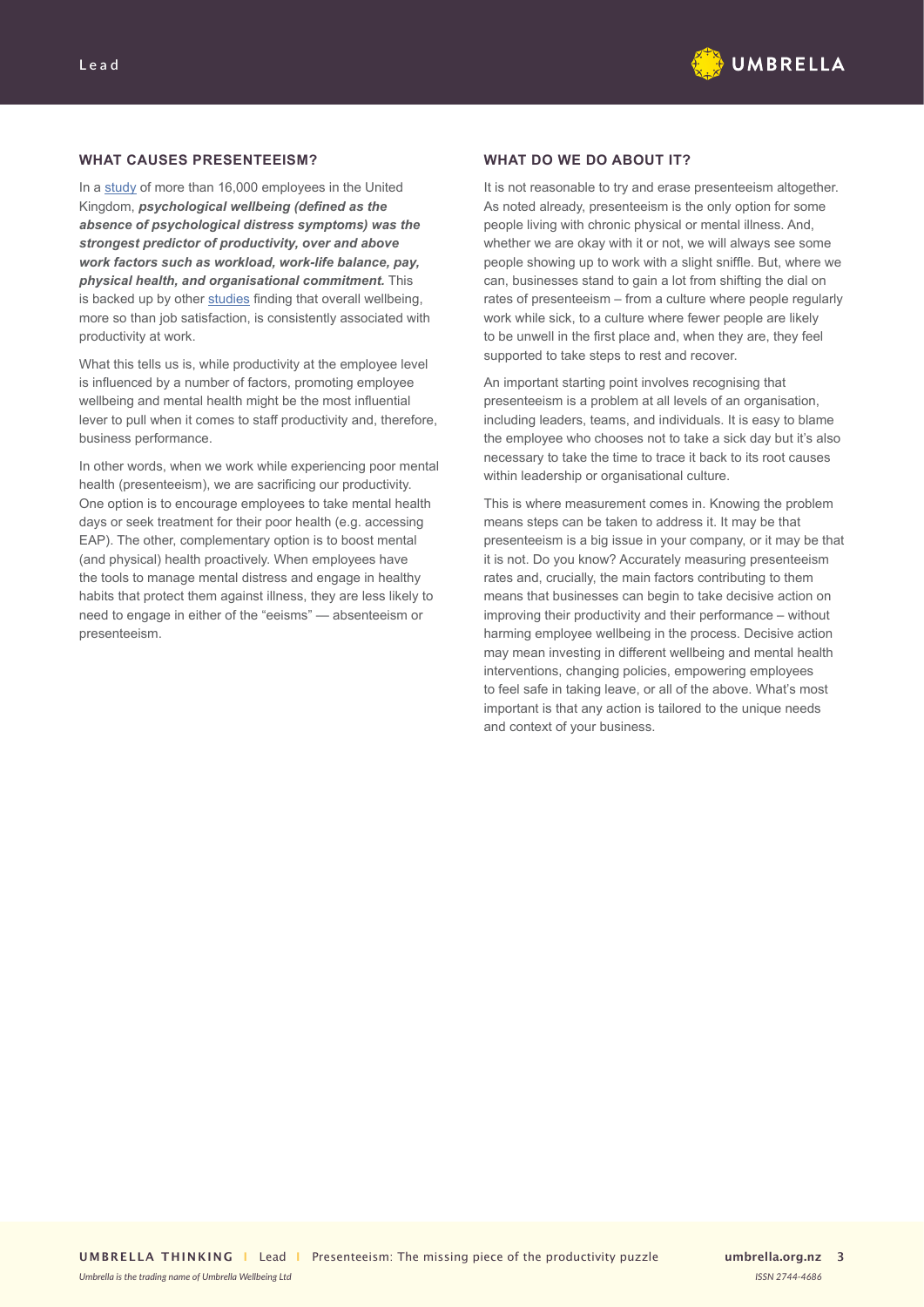## WHAT CAUSES PRESENTEEISM?

In a study of more than 16,000 employees in the United Kingdom, ***psychological wellbeing (defined as the absence of psychological distress symptoms) was the strongest predictor of productivity, over and above work factors such as workload, work-life balance, pay, physical health, and organisational commitment.*** This is backed up by other studies finding that overall wellbeing, more so than job satisfaction, is consistently associated with productivity at work.

What this tells us is, while productivity at the employee level is influenced by a number of factors, promoting employee wellbeing and mental health might be the most influential lever to pull when it comes to staff productivity and, therefore, business performance.

In other words, when we work while experiencing poor mental health (presenteeism), we are sacrificing our productivity. One option is to encourage employees to take mental health days or seek treatment for their poor health (e.g. accessing EAP). The other, complementary option is to boost mental (and physical) health proactively. When employees have the tools to manage mental distress and engage in healthy habits that protect them against illness, they are less likely to need to engage in either of the "eeisms" — absenteeism or presenteeism.

## WHAT DO WE DO ABOUT IT?

It is not reasonable to try and erase presenteeism altogether. As noted already, presenteeism is the only option for some people living with chronic physical or mental illness. And, whether we are okay with it or not, we will always see some people showing up to work with a slight sniffle. But, where we can, businesses stand to gain a lot from shifting the dial on rates of presenteeism – from a culture where people regularly work while sick, to a culture where fewer people are likely to be unwell in the first place and, when they are, they feel supported to take steps to rest and recover.

An important starting point involves recognising that presenteeism is a problem at all levels of an organisation, including leaders, teams, and individuals. It is easy to blame the employee who chooses not to take a sick day but it's also necessary to take the time to trace it back to its root causes within leadership or organisational culture.

This is where measurement comes in. Knowing the problem means steps can be taken to address it. It may be that presenteeism is a big issue in your company, or it may be that it is not. Do you know? Accurately measuring presenteeism rates and, crucially, the main factors contributing to them means that businesses can begin to take decisive action on improving their productivity and their performance – without harming employee wellbeing in the process. Decisive action may mean investing in different wellbeing and mental health interventions, changing policies, empowering employees to feel safe in taking leave, or all of the above. What's most important is that any action is tailored to the unique needs and context of your business.